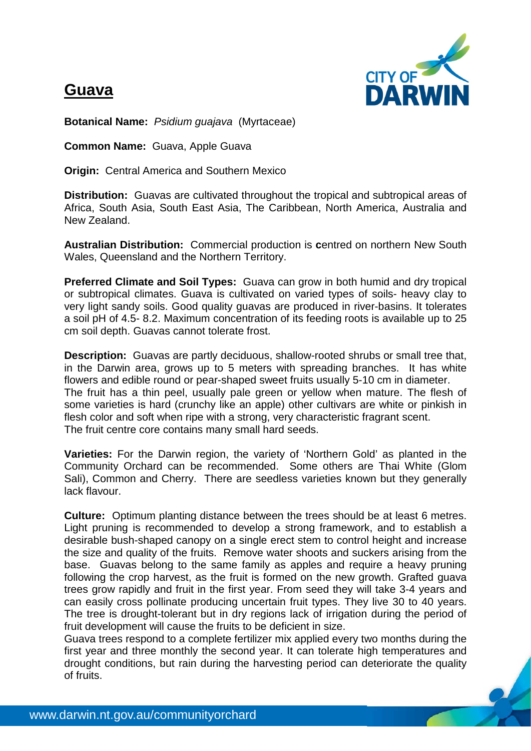# Guava

**Botanical Name:** *Psidium guajava* (Myrtaceae)

**Common Name:** Guava, Apple Guava

**Origin:** Central America and Southern Mexico

**Distribution:** Guavas are cultivated throughout the tropical and subtropical areas of Africa, South Asia, South East Asia, The Caribbean, North America, Australia and New Zealand.

**Australian Distribution:** Commercial production is **c**entred on northern New South Wales, Queensland and the Northern Territory.

**Preferred Climate and Soil Types:** Guava can grow in both humid and dry tropical or subtropical climates. Guava is cultivated on varied types of soils- heavy clay to very light sandy soils. Good quality guavas are produced in river-basins. It tolerates a soil pH of 4.5- 8.2. Maximum concentration of its feeding roots is available up to 25 cm soil depth. Guavas cannot tolerate frost.

**Description:** Guavas are partly deciduous, shallow-rooted shrubs or small tree that, in the Darwin area, grows up to 5 meters with spreading branches. It has white flowers and edible round or pear-shaped sweet fruits usually 5-10 cm in diameter.
The fruit has a thin peel, usually pale green or yellow when mature. The flesh of some varieties is hard (crunchy like an apple) other cultivars are white or pinkish in flesh color and soft when ripe with a strong, very characteristic fragrant scent.
The fruit centre core contains many small hard seeds.

**Varieties:** For the Darwin region, the variety of 'Northern Gold' as planted in the Community Orchard can be recommended. Some others are Thai White (Glom Sali), Common and Cherry. There are seedless varieties known but they generally lack flavour.

**Culture:** Optimum planting distance between the trees should be at least 6 metres. Light pruning is recommended to develop a strong framework, and to establish a desirable bush-shaped canopy on a single erect stem to control height and increase the size and quality of the fruits. Remove water shoots and suckers arising from the base. Guavas belong to the same family as apples and require a heavy pruning following the crop harvest, as the fruit is formed on the new growth. Grafted guava trees grow rapidly and fruit in the first year. From seed they will take 3-4 years and can easily cross pollinate producing uncertain fruit types. They live 30 to 40 years. The tree is drought-tolerant but in dry regions lack of irrigation during the period of fruit development will cause the fruits to be deficient in size.
Guava trees respond to a complete fertilizer mix applied every two months during the first year and three monthly the second year. It can tolerate high temperatures and drought conditions, but rain during the harvesting period can deteriorate the quality of fruits.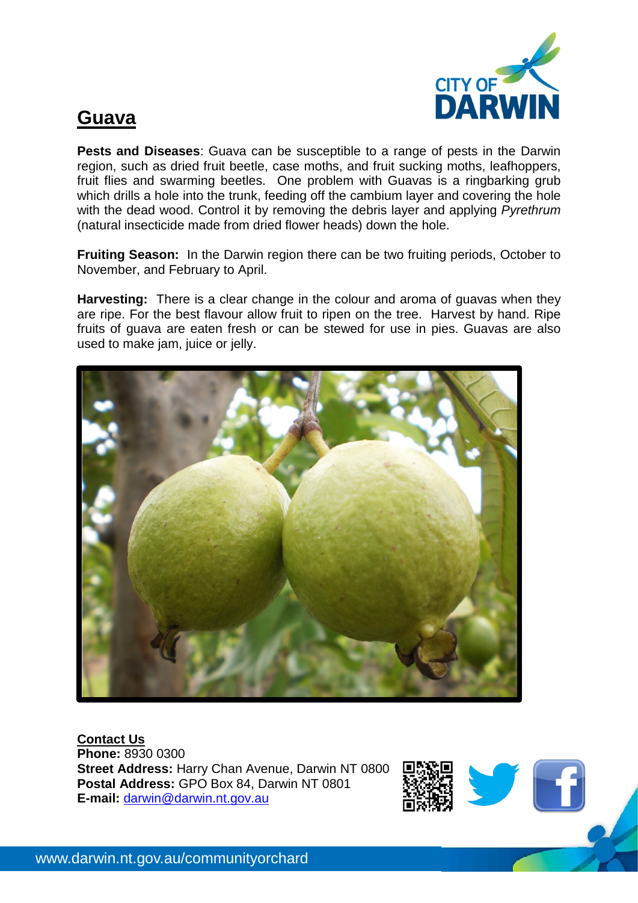# Guava

**Pests and Diseases**: Guava can be susceptible to a range of pests in the Darwin region, such as dried fruit beetle, case moths, and fruit sucking moths, leafhoppers, fruit flies and swarming beetles. One problem with Guavas is a ringbarking grub which drills a hole into the trunk, feeding off the cambium layer and covering the hole with the dead wood. Control it by removing the debris layer and applying *Pyrethrum* (natural insecticide made from dried flower heads) down the hole.

**Fruiting Season:** In the Darwin region there can be two fruiting periods, October to November, and February to April.

**Harvesting:** There is a clear change in the colour and aroma of guavas when they are ripe. For the best flavour allow fruit to ripen on the tree. Harvest by hand. Ripe fruits of guava are eaten fresh or can be stewed for use in pies. Guavas are also used to make jam, juice or jelly.

**Contact Us**

**Phone:** 8930 0300

**Street Address:** Harry Chan Avenue, Darwin NT 0800

**Postal Address:** GPO Box 84, Darwin NT 0801

**E-mail:** darwin@darwin.nt.gov.au

www.darwin.nt.gov.au/communityorchard